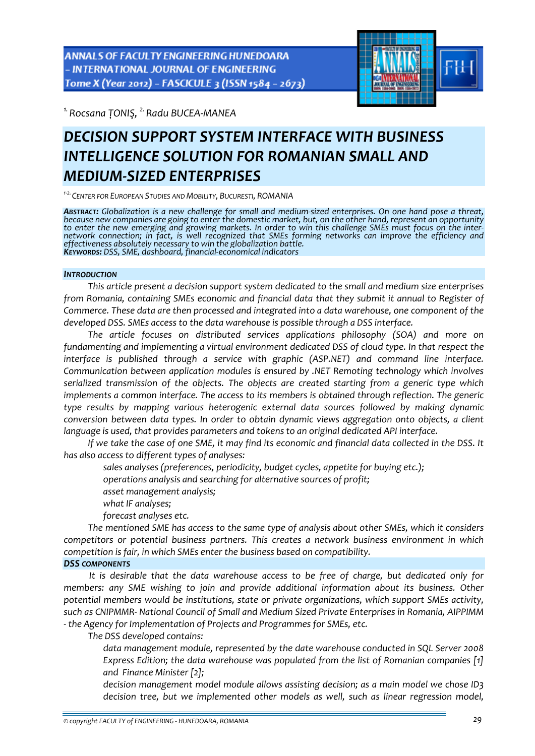[1.] Rocsana ȚONIȘ, [2.] Radu BUCEA-MANEA

# DECISION SUPPORT SYSTEM INTERFACE WITH BUSINESS INTELLIGENCE SOLUTION FOR ROMANIAN SMALL AND MEDIUM-SIZED ENTERPRISES

[1-2.] CENTER FOR EUROPEAN STUDIES AND MOBILITY, BUCURESTI, ROMANIA

***ABSTRACT:*** *Globalization is a new challenge for small and medium-sized enterprises. On one hand pose a threat, because new companies are going to enter the domestic market, but, on the other hand, represent an opportunity to enter the new emerging and growing markets. In order to win this challenge SMEs must focus on the inter-network connection; in fact, is well recognized that SMEs forming networks can improve the efficiency and effectiveness absolutely necessary to win the globalization battle.*
***KEYWORDS:*** *DSS, SME, dashboard, financial-economical indicators*

## INTRODUCTION

*This article present a decision support system dedicated to the small and medium size enterprises from Romania, containing SMEs economic and financial data that they submit it annual to Register of Commerce. These data are then processed and integrated into a data warehouse, one component of the developed DSS. SMEs access to the data warehouse is possible through a DSS interface.*

*The article focuses on distributed services applications philosophy (SOA) and more on fundamenting and implementing a virtual environment dedicated DSS of cloud type. In that respect the interface is published through a service with graphic (ASP.NET) and command line interface. Communication between application modules is ensured by .NET Remoting technology which involves serialized transmission of the objects. The objects are created starting from a generic type which implements a common interface. The access to its members is obtained through reflection. The generic type results by mapping various heterogenic external data sources followed by making dynamic conversion between data types. In order to obtain dynamic views aggregation onto objects, a client language is used, that provides parameters and tokens to an original dedicated API interface.*

*If we take the case of one SME, it may find its economic and financial data collected in the DSS. It has also access to different types of analyses:*

- *sales analyses (preferences, periodicity, budget cycles, appetite for buying etc.);*
- *operations analysis and searching for alternative sources of profit;*
- *asset management analysis;*
- *what IF analyses;*
- *forecast analyses etc.*

*The mentioned SME has access to the same type of analysis about other SMEs, which it considers competitors or potential business partners. This creates a network business environment in which competition is fair, in which SMEs enter the business based on compatibility.*

## DSS COMPONENTS

*It is desirable that the data warehouse access to be free of charge, but dedicated only for members: any SME wishing to join and provide additional information about its business. Other potential members would be institutions, state or private organizations, which support SMEs activity, such as CNIPMMR- National Council of Small and Medium Sized Private Enterprises in Romania, AIPPIMM - the Agency for Implementation of Projects and Programmes for SMEs, etc.*

*The DSS developed contains:*

- *data management module, represented by the date warehouse conducted in SQL Server 2008 Express Edition; the data warehouse was populated from the list of Romanian companies [1] and Finance Minister [2];*
- *decision management model module allows assisting decision; as a main model we chose ID3 decision tree, but we implemented other models as well, such as linear regression model,*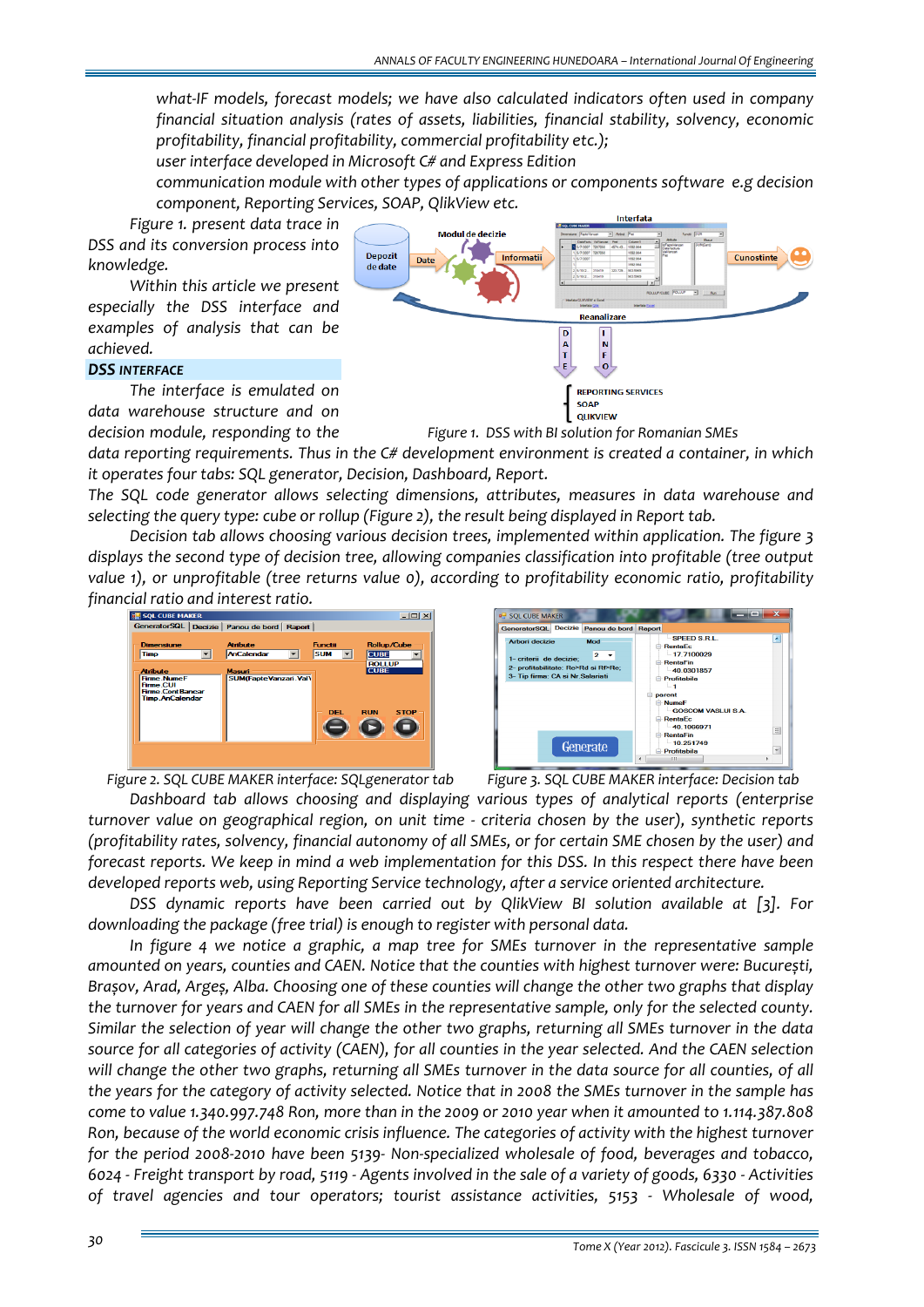what-IF models, forecast models; we have also calculated indicators often used in company financial situation analysis (rates of assets, liabilities, financial stability, solvency, economic profitability, financial profitability, commercial profitability etc.);

user interface developed in Microsoft C# and Express Edition

communication module with other types of applications or components software e.g decision component, Reporting Services, SOAP, QlikView etc.

*Figure 1. present data trace in DSS and its conversion process into knowledge.*

*Within this article we present especially the DSS interface and examples of analysis that can be achieved.*

## DSS INTERFACE

*The interface is emulated on data warehouse structure and on decision module, responding to the data reporting requirements. Thus in the C# development environment is created a container, in which it operates four tabs: SQL generator, Decision, Dashboard, Report.*

*Figure 1. DSS with BI solution for Romanian SMEs*

*The SQL code generator allows selecting dimensions, attributes, measures in data warehouse and selecting the query type: cube or rollup (Figure 2), the result being displayed in Report tab.*

*Decision tab allows choosing various decision trees, implemented within application. The figure 3 displays the second type of decision tree, allowing companies classification into profitable (tree output value 1), or unprofitable (tree returns value 0), according to profitability economic ratio, profitability financial ratio and interest ratio.*

*Figure 2. SQL CUBE MAKER interface: SQLgenerator tab*

*Figure 3. SQL CUBE MAKER interface: Decision tab*

*Dashboard tab allows choosing and displaying various types of analytical reports (enterprise turnover value on geographical region, on unit time - criteria chosen by the user), synthetic reports (profitability rates, solvency, financial autonomy of all SMEs, or for certain SME chosen by the user) and forecast reports. We keep in mind a web implementation for this DSS. In this respect there have been developed reports web, using Reporting Service technology, after a service oriented architecture.*

*DSS dynamic reports have been carried out by QlikView BI solution available at [3]. For downloading the package (free trial) is enough to register with personal data.*

*In figure 4 we notice a graphic, a map tree for SMEs turnover in the representative sample amounted on years, counties and CAEN. Notice that the counties with highest turnover were: București, Brașov, Arad, Argeș, Alba. Choosing one of these counties will change the other two graphs that display the turnover for years and CAEN for all SMEs in the representative sample, only for the selected county. Similar the selection of year will change the other two graphs, returning all SMEs turnover in the data source for all categories of activity (CAEN), for all counties in the year selected. And the CAEN selection will change the other two graphs, returning all SMEs turnover in the data source for all counties, of all the years for the category of activity selected. Notice that in 2008 the SMEs turnover in the sample has come to value 1.340.997.748 Ron, more than in the 2009 or 2010 year when it amounted to 1.114.387.808 Ron, because of the world economic crisis influence. The categories of activity with the highest turnover for the period 2008-2010 have been 5139- Non-specialized wholesale of food, beverages and tobacco, 6024 - Freight transport by road, 5119 - Agents involved in the sale of a variety of goods, 6330 - Activities of travel agencies and tour operators; tourist assistance activities, 5153 - Wholesale of wood,*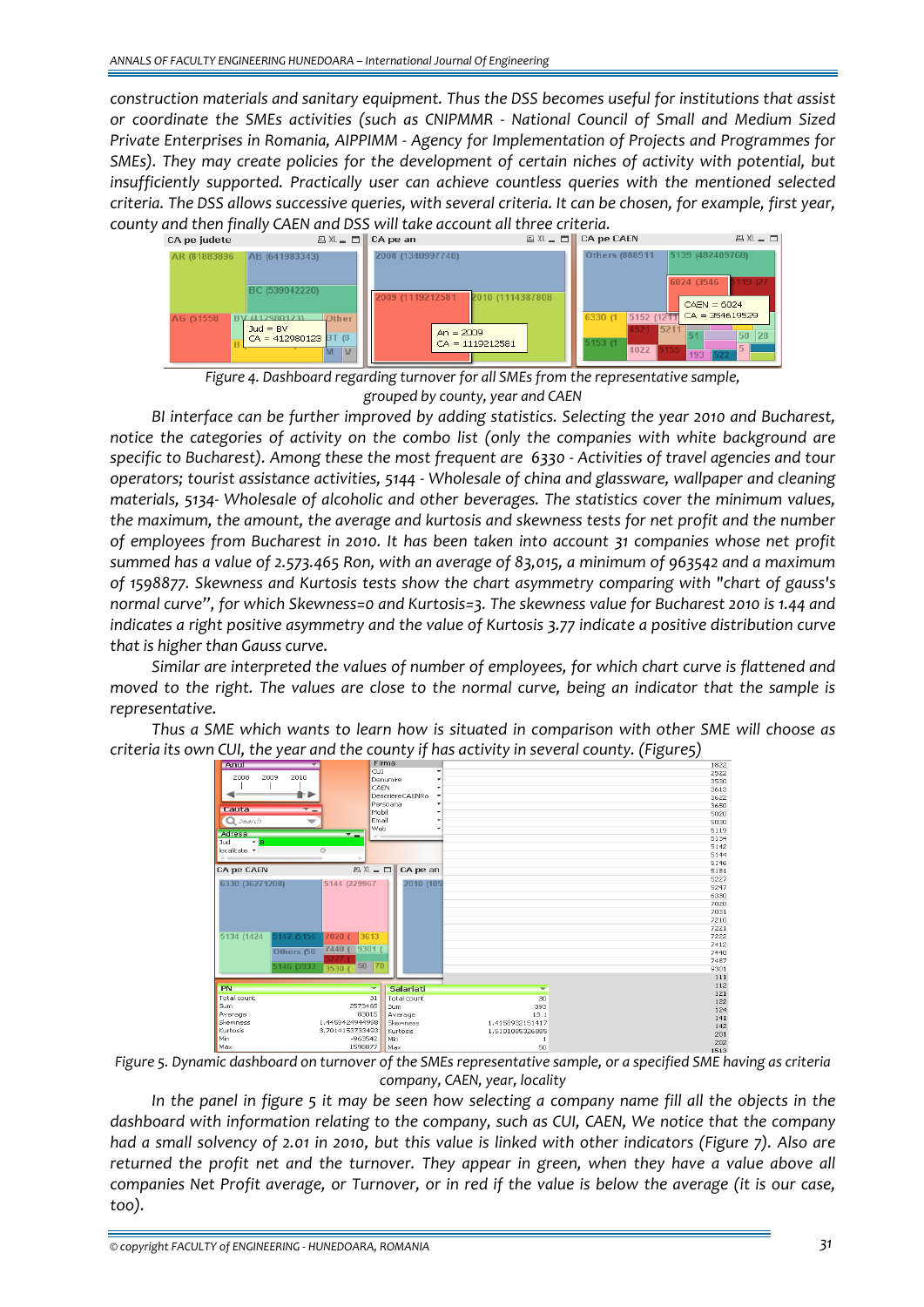construction materials and sanitary equipment. Thus the DSS becomes useful for institutions that assist or coordinate the SMEs activities (such as CNIPMMR - National Council of Small and Medium Sized Private Enterprises in Romania, AIPPIMM - Agency for Implementation of Projects and Programmes for SMEs). They may create policies for the development of certain niches of activity with potential, but insufficiently supported. Practically user can achieve countless queries with the mentioned selected criteria. The DSS allows successive queries, with several criteria. It can be chosen, for example, first year, county and then finally CAEN and DSS will take account all three criteria.

*Figure 4. Dashboard regarding turnover for all SMEs from the representative sample, grouped by county, year and CAEN*

BI interface can be further improved by adding statistics. Selecting the year 2010 and Bucharest, notice the categories of activity on the combo list (only the companies with white background are specific to Bucharest). Among these the most frequent are 6330 - Activities of travel agencies and tour operators; tourist assistance activities, 5144 - Wholesale of china and glassware, wallpaper and cleaning materials, 5134- Wholesale of alcoholic and other beverages. The statistics cover the minimum values, the maximum, the amount, the average and kurtosis and skewness tests for net profit and the number of employees from Bucharest in 2010. It has been taken into account 31 companies whose net profit summed has a value of 2.573.465 Ron, with an average of 83,015, a minimum of 963542 and a maximum of 1598877. Skewness and Kurtosis tests show the chart asymmetry comparing with "chart of gauss's normal curve", for which Skewness=0 and Kurtosis=3. The skewness value for Bucharest 2010 is 1.44 and indicates a right positive asymmetry and the value of Kurtosis 3.77 indicate a positive distribution curve that is higher than Gauss curve.

Similar are interpreted the values of number of employees, for which chart curve is flattened and moved to the right. The values are close to the normal curve, being an indicator that the sample is representative.

Thus a SME which wants to learn how is situated in comparison with other SME will choose as criteria its own CUI, the year and the county if has activity in several county. (Figure5)

*Figure 5. Dynamic dashboard on turnover of the SMEs representative sample, or a specified SME having as criteria company, CAEN, year, locality*

In the panel in figure 5 it may be seen how selecting a company name fill all the objects in the dashboard with information relating to the company, such as CUI, CAEN, We notice that the company had a small solvency of 2.01 in 2010, but this value is linked with other indicators (Figure 7). Also are returned the profit net and the turnover. They appear in green, when they have a value above all companies Net Profit average, or Turnover, or in red if the value is below the average (it is our case, too).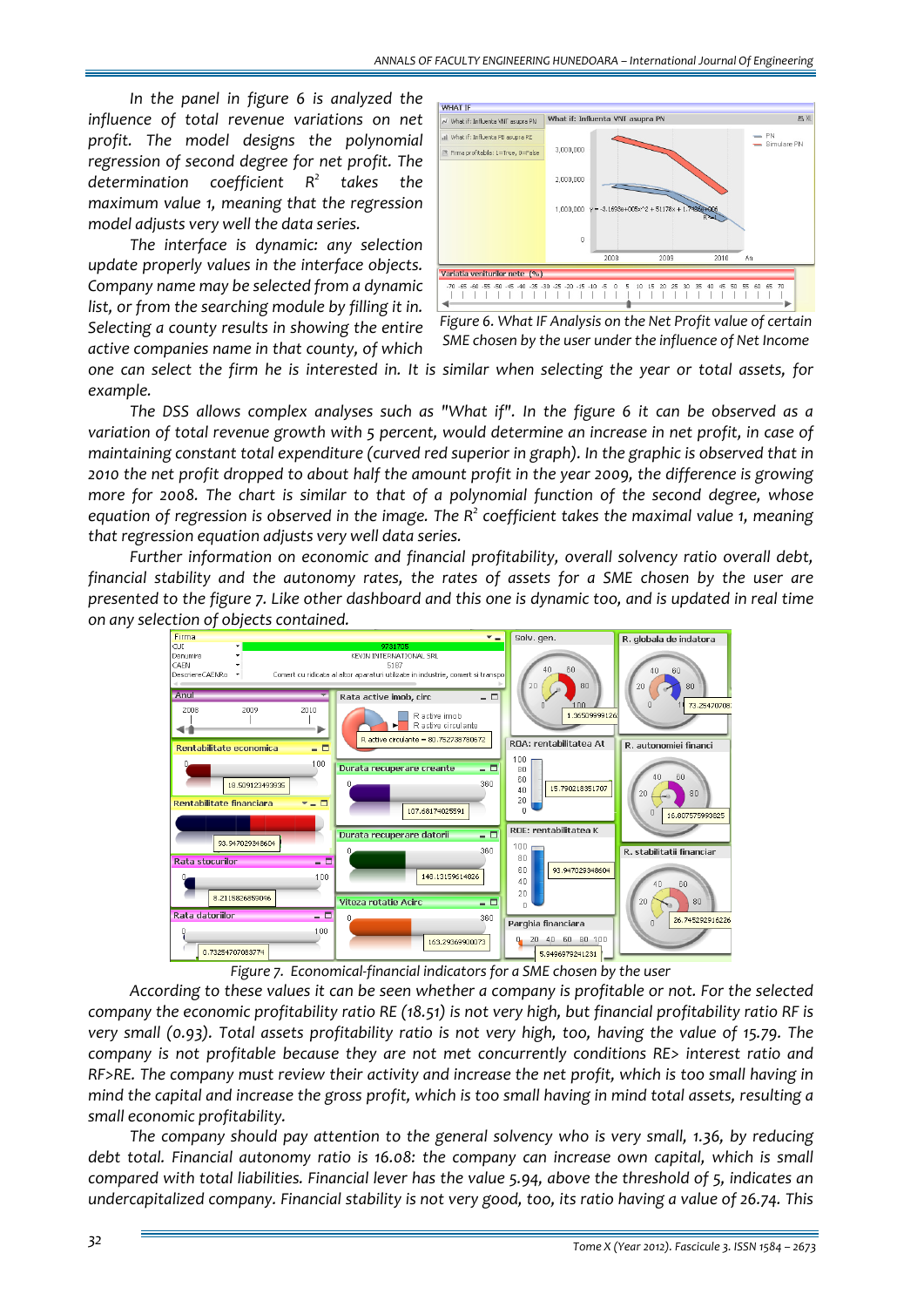In the panel in figure 6 is analyzed the influence of total revenue variations on net profit. The model designs the polynomial regression of second degree for net profit. The determination coefficient $R^2$ takes the maximum value 1, meaning that the regression model adjusts very well the data series.

The interface is dynamic: any selection update properly values in the interface objects. Company name may be selected from a dynamic list, or from the searching module by filling it in. Selecting a county results in showing the entire active companies name in that county, of which one can select the firm he is interested in. It is similar when selecting the year or total assets, for example.

Figure 6. What IF Analysis on the Net Profit value of certain SME chosen by the user under the influence of Net Income

The DSS allows complex analyses such as "What if". In the figure 6 it can be observed as a variation of total revenue growth with 5 percent, would determine an increase in net profit, in case of maintaining constant total expenditure (curved red superior in graph). In the graphic is observed that in 2010 the net profit dropped to about half the amount profit in the year 2009, the difference is growing more for 2008. The chart is similar to that of a polynomial function of the second degree, whose equation of regression is observed in the image. The $R^2$ coefficient takes the maximal value 1, meaning that regression equation adjusts very well data series.

Further information on economic and financial profitability, overall solvency ratio overall debt, financial stability and the autonomy rates, the rates of assets for a SME chosen by the user are presented to the figure 7. Like other dashboard and this one is dynamic too, and is updated in real time on any selection of objects contained.

Figure 7. Economical-financial indicators for a SME chosen by the user

According to these values it can be seen whether a company is profitable or not. For the selected company the economic profitability ratio RE (18.51) is not very high, but financial profitability ratio RF is very small (0.93). Total assets profitability ratio is not very high, too, having the value of 15.79. The company is not profitable because they are not met concurrently conditions RE> interest ratio and RF>RE. The company must review their activity and increase the net profit, which is too small having in mind the capital and increase the gross profit, which is too small having in mind total assets, resulting a small economic profitability.

The company should pay attention to the general solvency who is very small, 1.36, by reducing debt total. Financial autonomy ratio is 16.08: the company can increase own capital, which is small compared with total liabilities. Financial lever has the value 5.94, above the threshold of 5, indicates an undercapitalized company. Financial stability is not very good, too, its ratio having a value of 26.74. This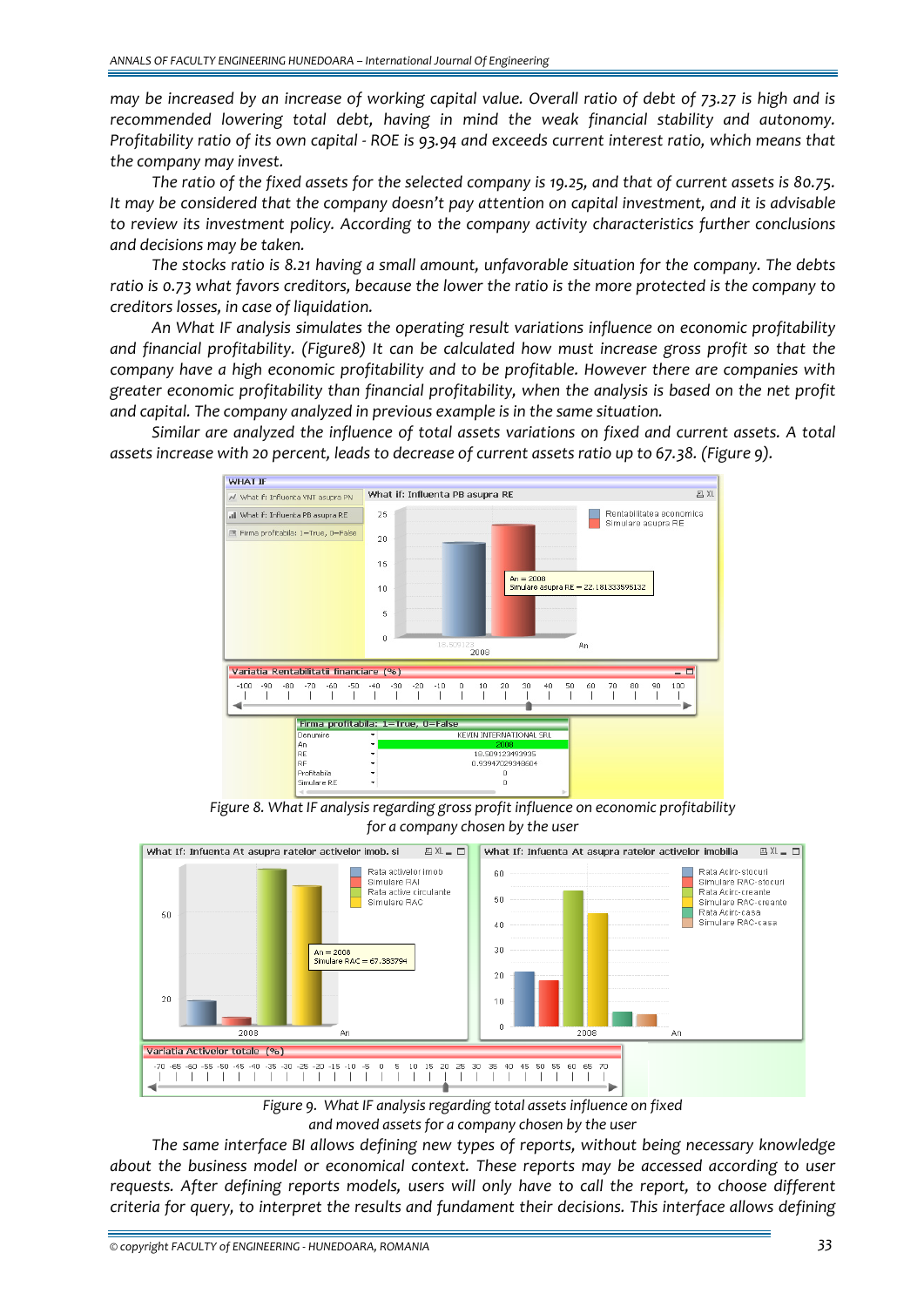*may be increased by an increase of working capital value. Overall ratio of debt of 73.27 is high and is recommended lowering total debt, having in mind the weak financial stability and autonomy. Profitability ratio of its own capital - ROE is 93.94 and exceeds current interest ratio, which means that the company may invest.*

*The ratio of the fixed assets for the selected company is 19.25, and that of current assets is 80.75. It may be considered that the company doesn't pay attention on capital investment, and it is advisable to review its investment policy. According to the company activity characteristics further conclusions and decisions may be taken.*

*The stocks ratio is 8.21 having a small amount, unfavorable situation for the company. The debts ratio is 0.73 what favors creditors, because the lower the ratio is the more protected is the company to creditors losses, in case of liquidation.*

*An What IF analysis simulates the operating result variations influence on economic profitability and financial profitability. (Figure8) It can be calculated how must increase gross profit so that the company have a high economic profitability and to be profitable. However there are companies with greater economic profitability than financial profitability, when the analysis is based on the net profit and capital. The company analyzed in previous example is in the same situation.*

*Similar are analyzed the influence of total assets variations on fixed and current assets. A total assets increase with 20 percent, leads to decrease of current assets ratio up to 67.38. (Figure 9).*

*Figure 8. What IF analysis regarding gross profit influence on economic profitability for a company chosen by the user*

*Figure 9. What IF analysis regarding total assets influence on fixed and moved assets for a company chosen by the user*

*The same interface BI allows defining new types of reports, without being necessary knowledge about the business model or economical context. These reports may be accessed according to user requests. After defining reports models, users will only have to call the report, to choose different criteria for query, to interpret the results and fundament their decisions. This interface allows defining*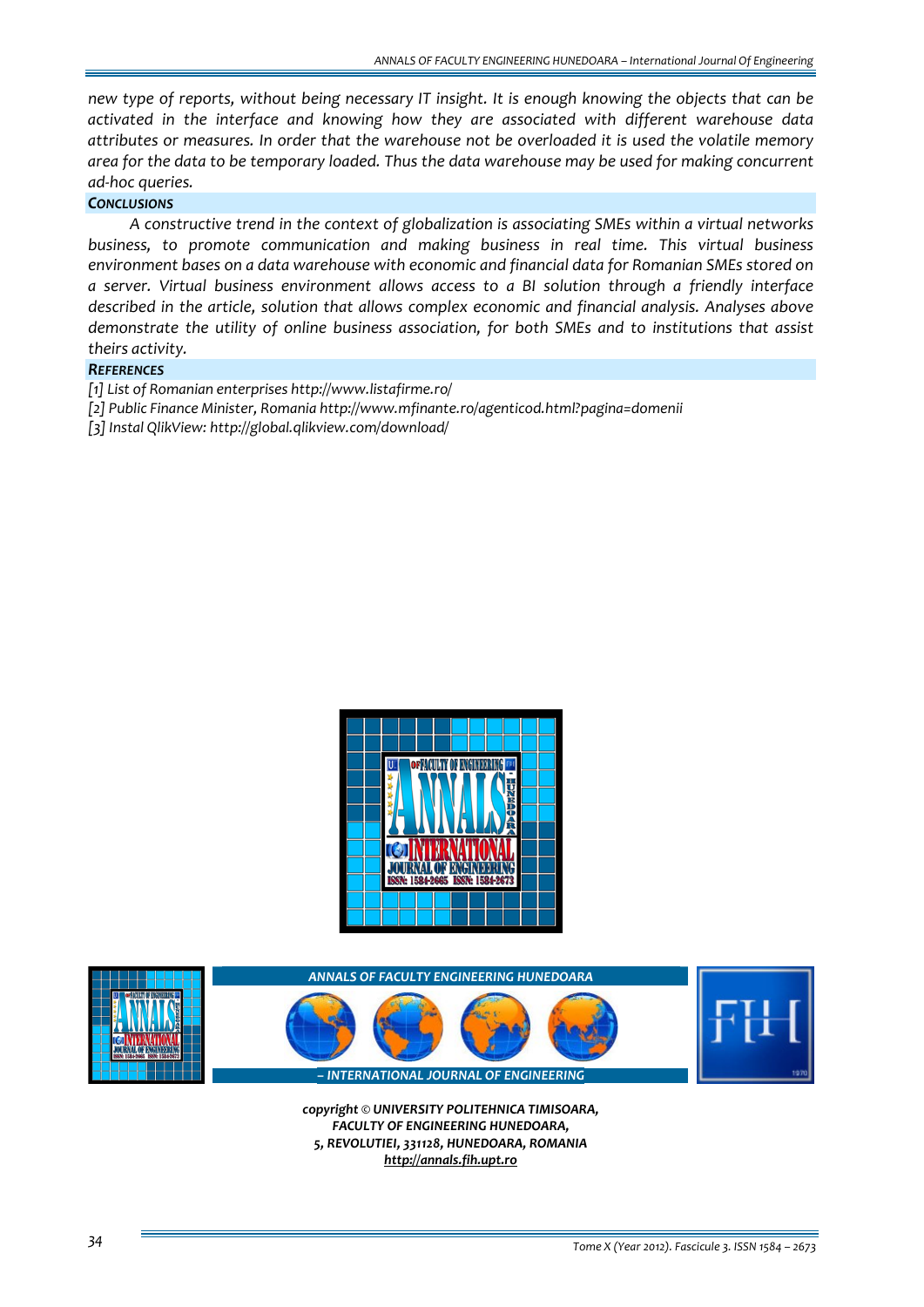*new type of reports, without being necessary IT insight. It is enough knowing the objects that can be activated in the interface and knowing how they are associated with different warehouse data attributes or measures. In order that the warehouse not be overloaded it is used the volatile memory area for the data to be temporary loaded. Thus the data warehouse may be used for making concurrent ad-hoc queries.*

## CONCLUSIONS

*A constructive trend in the context of globalization is associating SMEs within a virtual networks business, to promote communication and making business in real time. This virtual business environment bases on a data warehouse with economic and financial data for Romanian SMEs stored on a server. Virtual business environment allows access to a BI solution through a friendly interface described in the article, solution that allows complex economic and financial analysis. Analyses above demonstrate the utility of online business association, for both SMEs and to institutions that assist theirs activity.*

## REFERENCES

*[1] List of Romanian enterprises http://www.listafirme.ro/*
*[2] Public Finance Minister, Romania http://www.mfinante.ro/agenticod.html?pagina=domenii*
*[3] Instal QlikView: http://global.qlikview.com/download/*

**ANNALS OF FACULTY ENGINEERING HUNEDOARA**
**– INTERNATIONAL JOURNAL OF ENGINEERING**

***copyright © UNIVERSITY POLITEHNICA TIMISOARA,***
***FACULTY OF ENGINEERING HUNEDOARA,***
***5, REVOLUTIEI, 331128, HUNEDOARA, ROMANIA***
***http://annals.fih.upt.ro***